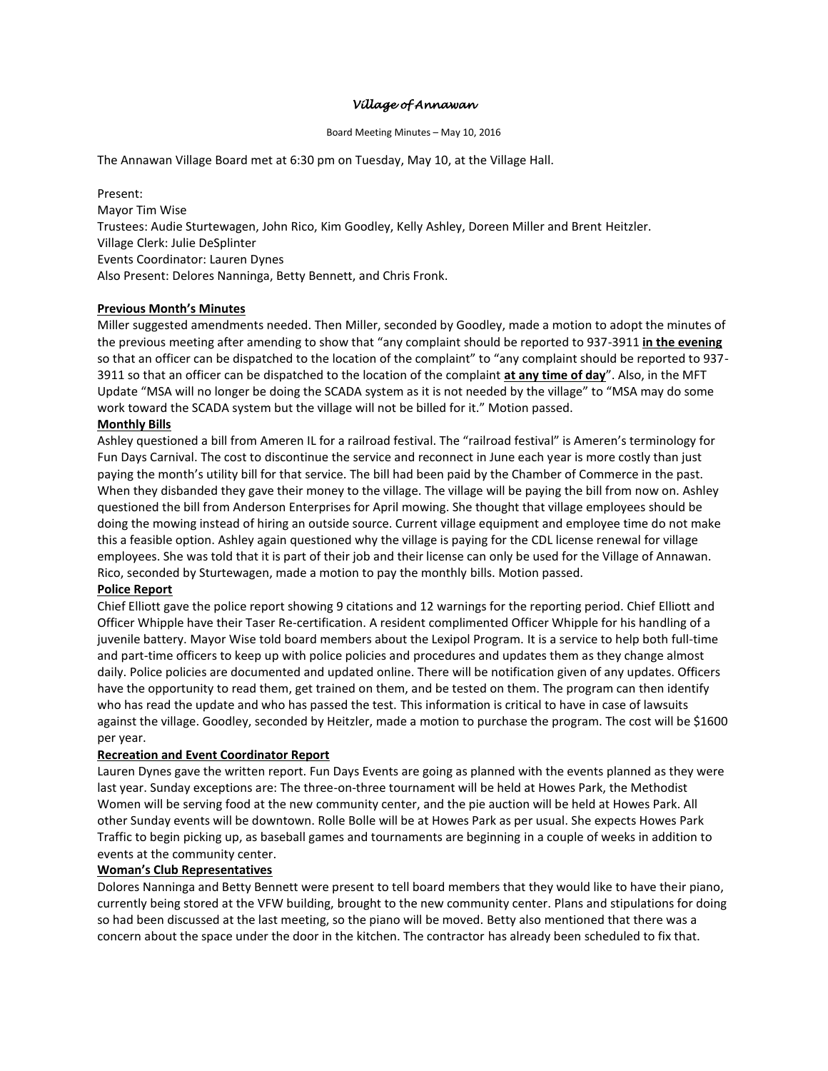# *Village of Annawan*

Board Meeting Minutes – May 10, 2016

The Annawan Village Board met at 6:30 pm on Tuesday, May 10, at the Village Hall.

Present:
Mayor Tim Wise
Trustees: Audie Sturtewagen, John Rico, Kim Goodley, Kelly Ashley, Doreen Miller and Brent Heitzler.
Village Clerk: Julie DeSplinter
Events Coordinator: Lauren Dynes
Also Present: Delores Nanninga, Betty Bennett, and Chris Fronk.

**Previous Month's Minutes**

Miller suggested amendments needed. Then Miller, seconded by Goodley, made a motion to adopt the minutes of the previous meeting after amending to show that "any complaint should be reported to 937-3911 **in the evening** so that an officer can be dispatched to the location of the complaint" to "any complaint should be reported to 937-3911 so that an officer can be dispatched to the location of the complaint **at any time of day**". Also, in the MFT Update "MSA will no longer be doing the SCADA system as it is not needed by the village" to "MSA may do some work toward the SCADA system but the village will not be billed for it." Motion passed.

**Monthly Bills**

Ashley questioned a bill from Ameren IL for a railroad festival. The "railroad festival" is Ameren's terminology for Fun Days Carnival. The cost to discontinue the service and reconnect in June each year is more costly than just paying the month's utility bill for that service. The bill had been paid by the Chamber of Commerce in the past. When they disbanded they gave their money to the village. The village will be paying the bill from now on. Ashley questioned the bill from Anderson Enterprises for April mowing. She thought that village employees should be doing the mowing instead of hiring an outside source. Current village equipment and employee time do not make this a feasible option. Ashley again questioned why the village is paying for the CDL license renewal for village employees. She was told that it is part of their job and their license can only be used for the Village of Annawan. Rico, seconded by Sturtewagen, made a motion to pay the monthly bills. Motion passed.

**Police Report**

Chief Elliott gave the police report showing 9 citations and 12 warnings for the reporting period. Chief Elliott and Officer Whipple have their Taser Re-certification. A resident complimented Officer Whipple for his handling of a juvenile battery. Mayor Wise told board members about the Lexipol Program. It is a service to help both full-time and part-time officers to keep up with police policies and procedures and updates them as they change almost daily. Police policies are documented and updated online. There will be notification given of any updates. Officers have the opportunity to read them, get trained on them, and be tested on them. The program can then identify who has read the update and who has passed the test. This information is critical to have in case of lawsuits against the village. Goodley, seconded by Heitzler, made a motion to purchase the program. The cost will be $1600 per year.

**Recreation and Event Coordinator Report**

Lauren Dynes gave the written report. Fun Days Events are going as planned with the events planned as they were last year. Sunday exceptions are: The three-on-three tournament will be held at Howes Park, the Methodist Women will be serving food at the new community center, and the pie auction will be held at Howes Park. All other Sunday events will be downtown. Rolle Bolle will be at Howes Park as per usual. She expects Howes Park Traffic to begin picking up, as baseball games and tournaments are beginning in a couple of weeks in addition to events at the community center.

**Woman's Club Representatives**

Dolores Nanninga and Betty Bennett were present to tell board members that they would like to have their piano, currently being stored at the VFW building, brought to the new community center. Plans and stipulations for doing so had been discussed at the last meeting, so the piano will be moved. Betty also mentioned that there was a concern about the space under the door in the kitchen. The contractor has already been scheduled to fix that.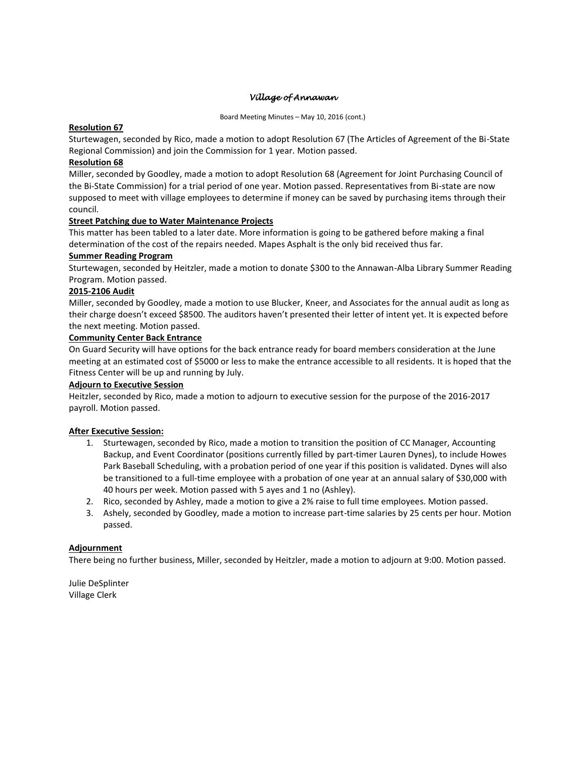*Village of Annawan*

Board Meeting Minutes – May 10, 2016 (cont.)

**Resolution 67**

Sturtewagen, seconded by Rico, made a motion to adopt Resolution 67 (The Articles of Agreement of the Bi-State Regional Commission) and join the Commission for 1 year. Motion passed.

**Resolution 68**

Miller, seconded by Goodley, made a motion to adopt Resolution 68 (Agreement for Joint Purchasing Council of the Bi-State Commission) for a trial period of one year. Motion passed. Representatives from Bi-state are now supposed to meet with village employees to determine if money can be saved by purchasing items through their council.

**Street Patching due to Water Maintenance Projects**

This matter has been tabled to a later date. More information is going to be gathered before making a final determination of the cost of the repairs needed. Mapes Asphalt is the only bid received thus far.

**Summer Reading Program**

Sturtewagen, seconded by Heitzler, made a motion to donate $300 to the Annawan-Alba Library Summer Reading Program. Motion passed.

**2015-2106 Audit**

Miller, seconded by Goodley, made a motion to use Blucker, Kneer, and Associates for the annual audit as long as their charge doesn't exceed $8500. The auditors haven't presented their letter of intent yet. It is expected before the next meeting. Motion passed.

**Community Center Back Entrance**

On Guard Security will have options for the back entrance ready for board members consideration at the June meeting at an estimated cost of $5000 or less to make the entrance accessible to all residents. It is hoped that the Fitness Center will be up and running by July.

**Adjourn to Executive Session**

Heitzler, seconded by Rico, made a motion to adjourn to executive session for the purpose of the 2016-2017 payroll. Motion passed.

**After Executive Session:**

1. Sturtewagen, seconded by Rico, made a motion to transition the position of CC Manager, Accounting Backup, and Event Coordinator (positions currently filled by part-timer Lauren Dynes), to include Howes Park Baseball Scheduling, with a probation period of one year if this position is validated. Dynes will also be transitioned to a full-time employee with a probation of one year at an annual salary of $30,000 with 40 hours per week. Motion passed with 5 ayes and 1 no (Ashley).
2. Rico, seconded by Ashley, made a motion to give a 2% raise to full time employees. Motion passed.
3. Ashely, seconded by Goodley, made a motion to increase part-time salaries by 25 cents per hour. Motion passed.

**Adjournment**

There being no further business, Miller, seconded by Heitzler, made a motion to adjourn at 9:00. Motion passed.

Julie DeSplinter
Village Clerk